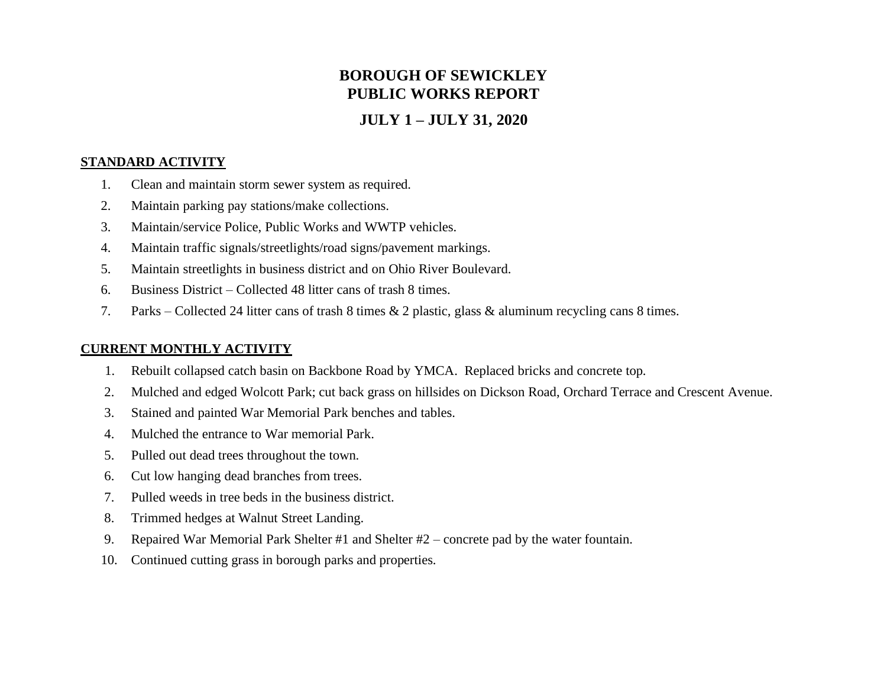# BOROUGH OF SEWICKLEY
# PUBLIC WORKS REPORT

## JULY 1 – JULY 31, 2020

**STANDARD ACTIVITY**

1. Clean and maintain storm sewer system as required.
2. Maintain parking pay stations/make collections.
3. Maintain/service Police, Public Works and WWTP vehicles.
4. Maintain traffic signals/streetlights/road signs/pavement markings.
5. Maintain streetlights in business district and on Ohio River Boulevard.
6. Business District – Collected 48 litter cans of trash 8 times.
7. Parks – Collected 24 litter cans of trash 8 times & 2 plastic, glass & aluminum recycling cans 8 times.

**CURRENT MONTHLY ACTIVITY**

1. Rebuilt collapsed catch basin on Backbone Road by YMCA. Replaced bricks and concrete top.
2. Mulched and edged Wolcott Park; cut back grass on hillsides on Dickson Road, Orchard Terrace and Crescent Avenue.
3. Stained and painted War Memorial Park benches and tables.
4. Mulched the entrance to War memorial Park.
5. Pulled out dead trees throughout the town.
6. Cut low hanging dead branches from trees.
7. Pulled weeds in tree beds in the business district.
8. Trimmed hedges at Walnut Street Landing.
9. Repaired War Memorial Park Shelter #1 and Shelter #2 – concrete pad by the water fountain.
10. Continued cutting grass in borough parks and properties.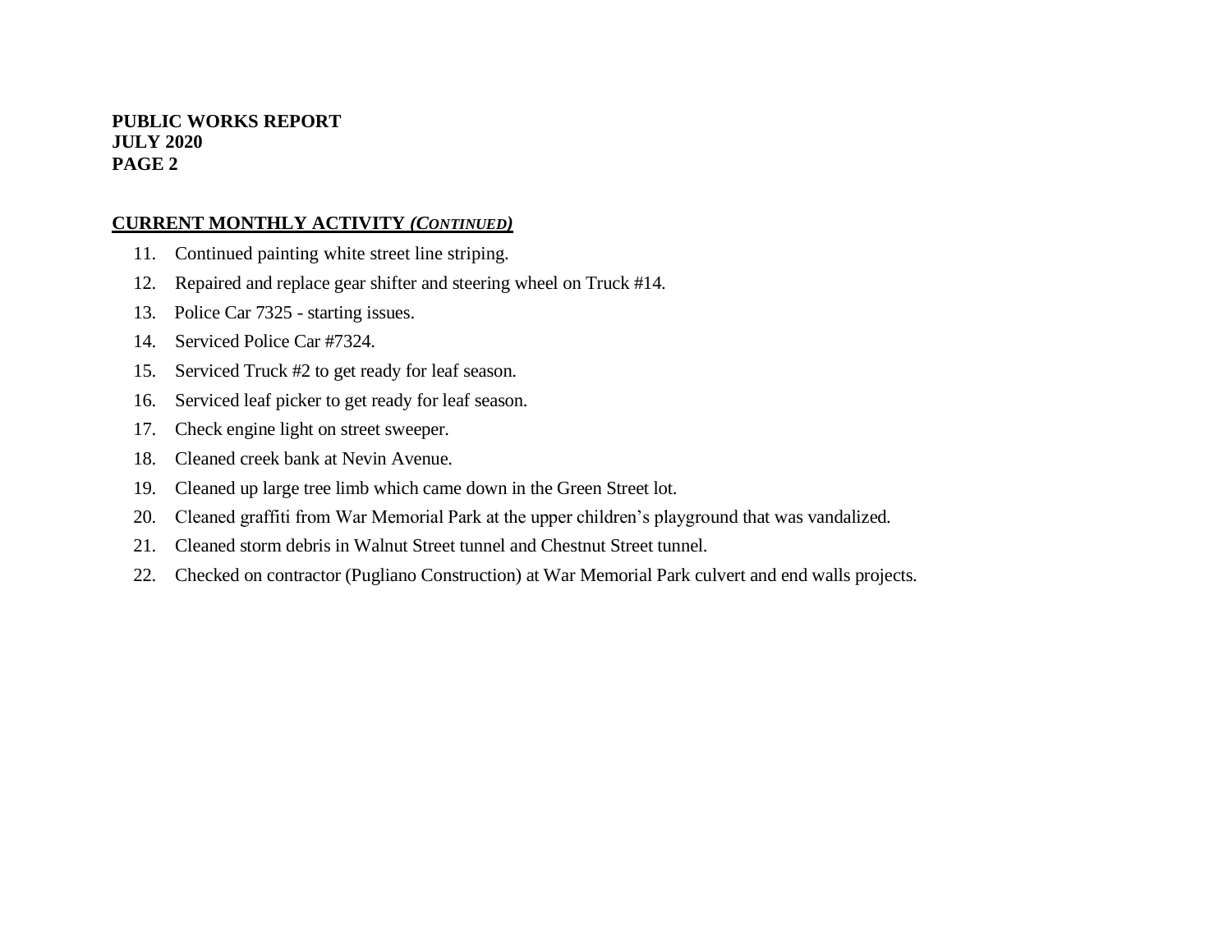**PUBLIC WORKS REPORT**
**JULY 2020**
**PAGE 2**

## CURRENT MONTHLY ACTIVITY *(CONTINUED)*

11. Continued painting white street line striping.
12. Repaired and replace gear shifter and steering wheel on Truck #14.
13. Police Car 7325 - starting issues.
14. Serviced Police Car #7324.
15. Serviced Truck #2 to get ready for leaf season.
16. Serviced leaf picker to get ready for leaf season.
17. Check engine light on street sweeper.
18. Cleaned creek bank at Nevin Avenue.
19. Cleaned up large tree limb which came down in the Green Street lot.
20. Cleaned graffiti from War Memorial Park at the upper children's playground that was vandalized.
21. Cleaned storm debris in Walnut Street tunnel and Chestnut Street tunnel.
22. Checked on contractor (Pugliano Construction) at War Memorial Park culvert and end walls projects.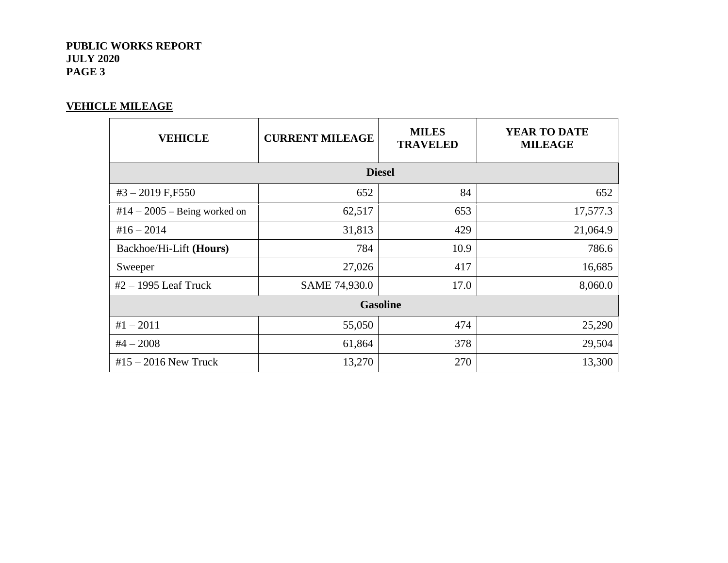**PUBLIC WORKS REPORT**
**JULY 2020**
**PAGE 3**

## VEHICLE MILEAGE

| VEHICLE | CURRENT MILEAGE | MILES TRAVELED | YEAR TO DATE MILEAGE |
|---|---|---|---|
| **Diesel** | | | |
| #3 – 2019 F,F550 | 652 | 84 | 652 |
| #14 – 2005 – Being worked on | 62,517 | 653 | 17,577.3 |
| #16 – 2014 | 31,813 | 429 | 21,064.9 |
| Backhoe/Hi-Lift **(Hours)** | 784 | 10.9 | 786.6 |
| Sweeper | 27,026 | 417 | 16,685 |
| #2 – 1995 Leaf Truck | SAME 74,930.0 | 17.0 | 8,060.0 |
| **Gasoline** | | | |
| #1 – 2011 | 55,050 | 474 | 25,290 |
| #4 – 2008 | 61,864 | 378 | 29,504 |
| #15 – 2016 New Truck | 13,270 | 270 | 13,300 |